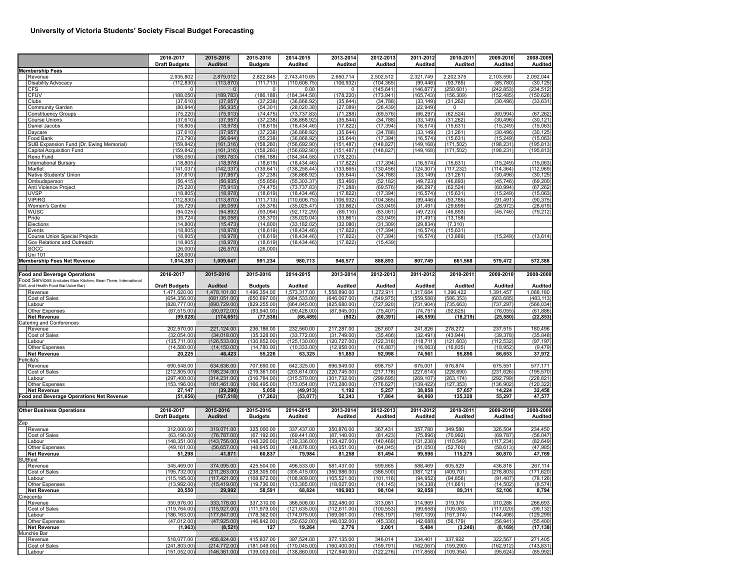# University of Victoria Students' Society Fiscal Budget Forecasting

| | 2016-2017 | 2015-2016 | 2015-2016 | 2014-2015 | 2013-2014 | 2012-2013 | 2011-2012 | 2010-2011 | 2009-2010 | 2008-2009 |
|---|---|---|---|---|---|---|---|---|---|---|
| | Draft Budgets | Audited | Budgets | Audited | Audited | Audited | Audited | Audited | Audited | Audited |
| **Membership Fees** | | | | | | | | | | |
| Revenue | 2,935,802 | 2,879,012 | 2,822,845 | 2,743,410.65 | 2,650,714 | 2,502,512 | 2,321,749 | 2,202,375 | 2,103,590 | 2,092,044 |
| Disability Advocacy | (112,830) | (113,870) | (111,713) | (110,606.75) | (106,932) | (104,365) | (99,446) | (93,785) | (85,780) | (30,125) |
| CFS | 0 | 0 | 0 | 0.00 | 0 | (145,641) | (146,877) | (250,601) | (242,853) | (234,512) |
| CFUV | (188,050) | (189,783) | (186,188) | (184,344.58) | (178,220) | (173,941) | (165,743) | (156,309) | (152,485) | (150,626) |
| Clubs | (37,610) | (37,957) | (37,238) | (36,868.92) | (35,644) | (34,788) | (33,149) | (31,262) | (30,496) | (33,631) |
| Community Garden | (80,844) | (56,935) | (54,301) | (28,020.38) | (27,089) | (26,439) | (22,949) | 0 | | |
| Constituency Groups | (75,220) | (75,913) | (74,475) | (73,737.83) | (71,288) | (69,576) | (66,297) | (62,524) | (60,994) | (67,262) |
| Course Unions | (37,610) | (37,957) | (37,238) | (36,868.92) | (35,644) | (34,788) | (33,149) | (31,262) | (30,496) | (30,121) |
| Daniel Jacobs | (18,805) | (18,978) | (18,619) | (18,434.46) | (17,822) | (17,394) | (16,574) | (15,631) | (15,249) | (15,063) |
| Daycare | (37,610) | (37,957) | (37,238) | (36,868.92) | (35,644) | (34,788) | (33,149) | (31,261) | (30,496) | (30,125) |
| Food Bank | (73,790) | (56,644) | (55,238) | (36,868.92) | (35,644) | (17,394) | (16,574) | (15,631) | (15,249) | (15,063) |
| SUB Expansion Fund (Dr. Ewing Memorial) | (159,842) | (161,316) | (158,260) | (156,692.90) | (151,487) | (148,827) | (149,168) | (171,502) | (198,231) | (195,813) |
| Capital Acquisition Fund | (159,842) | (161,316) | (158,260) | (156,692.90) | (151,487) | (148,827) | (149,168) | (171,502) | (198,231) | (195,813) |
| Reno Fund | (188,050) | (189,783) | (186,188) | (184,344.58) | (178,220) | | | | | |
| International Bursary | (18,805) | (18,978) | (18,619) | (18,434.46) | (17,822) | (17,394) | (16,574) | (15,631) | (15,249) | (15,063) |
| Martlet | (141,037) | (142,337) | (139,641) | (138,258.44) | (133,665) | (130,456) | (124,307) | (117,232) | (114,364) | (112,969) |
| Native Students' Union | (37,610) | (37,957) | (37,238) | (36,868.92) | (35,644) | (34,788) | (33,149) | (31,261) | (30,496) | (30,125) |
| Ombudsperson | (56,415) | (56,935) | (55,856) | (55,303.37) | (53,466) | (52,182) | (49,723) | (46,893) | (45,746) | (69,200) |
| Anti Violence Project | (75,220) | (75,913) | (74,475) | (73,737.83) | (71,288) | (69,576) | (66,297) | (62,524) | (60,994) | (67,262) |
| UVSP | (18,805) | (18,978) | (18,619) | (18,434.46) | (17,822) | (17,394) | (16,574) | (15,631) | (15,249) | (15,063) |
| VIPIRG | (112,830) | (113,870) | (111,713) | (110,606.75) | (106,932) | (104,365) | (99,446) | (93,785) | (91,491) | (90,375) |
| Women's Centre | (35,729) | (36,059) | (35,376) | (35,025.47) | (33,862) | (33,049) | (31,491) | (29,699) | (28,972) | (28,619) |
| WUSC | (94,025) | (94,892) | (93,094) | (92,172.29) | (89,110) | (83,061) | (49,723) | (46,893) | (45,746) | (79,212) |
| Pride | (35,724) | (36,058) | (35,370) | (35,020.04) | (33,861) | (33,049) | (31,491) | (13,158) | | |
| Elections | (14,800) | (15,473) | (14,800) | (33,182.02) | (32,080) | (31,309) | (29,834) | (7,310) | | |
| Events | (18,805) | (18,978) | (18,619) | (18,434.46) | (17,822) | (17,394) | (16,574) | (15,631) | | |
| Course Union Special Projects | (18,805) | (18,978) | (18,619) | (18,434.46) | (17,822) | (17,394) | (16,574) | (13,889) | (15,249) | (13,614) |
| Gov Relations and Outreach | (18,805) | (18,978) | (18,619) | (18,434.46) | (17,822) | (15,439) | | | | |
| SOCC | (26,000) | (26,570) | (26,000) | | | | | | | |
| Uni 101 | (28,000) | | | | | | | | | |
| **Membership Fees Net Revenue** | **1,014,283** | **1,009,647** | **991,234** | **980,713** | **946,577** | **888,893** | **807,749** | **661,568** | **579,472** | **572,388** |
| | | | | | | | | | | |
| **Food and Beverage Operations** | **2016-2017** | **2015-2016** | **2015-2016** | **2014-2015** | **2013-2014** | **2012-2013** | **2011-2012** | **2010-2011** | **2009-2010** | **2008-2009** |
| Food Services (includes Main Kitchen, Bean There, International Grill, and Health Food Bar/Juice Bar) | **Draft Budgets** | **Audited** | **Budgets** | **Audited** | **Audited** | **Audited** | **Audited** | **Audited** | **Audited** | **Audited** |
| Revenue | 1,471,620.00 | 1,478,101.00 | 1,496,354.00 | 1,573,317.00 | 1,558,890.00 | 1,272,911 | 1,317,684 | 1,396,422 | 1,391,457 | 1,088,180 |
| Cost of Sales | (654,356.00) | (681,051.00) | (650,697.00) | (684,533.00) | (646,067.00) | (549,975) | (559,588) | (586,353) | (603,685) | (483,113) |
| Labour | (828,777.00) | (890,729.00) | (829,255.00) | (864,845.00) | (825,680.00) | (727,920) | (731,904) | (735,663) | (737,297) | (566,034) |
| Other Expenses | (87,515.00) | (80,972.00) | (93,940.00) | (90,428.00) | (87,945.00) | (75,407) | (74,751) | (92,625) | (76,055) | (61,886) |
| **Net Revenue** | **(99,028)** | **(174,651)** | **(77,538)** | **(66,489)** | **(802)** | **(80,391)** | **(48,559)** | **(18,219)** | **(25,580)** | **(22,853)** |
| Catering and Conferences | | | | | | | | | | |
| Revenue | 202,570.00 | 221,124.00 | 236,186.00 | 232,560.00 | 217,287.00 | 267,607 | 241,826 | 278,272 | 237,515 | 180,496 |
| Cost of Sales | (32,054.00) | (34,018.00) | (35,328.00) | (33,772.00) | (31,749.00) | (35,406) | (32,491) | (43,944) | (39,378) | (35,848) |
| Labour | (135,711.00) | (126,533.00) | (130,852.00) | (125,130.00) | (120,727.00) | (122,316) | (118,711) | (121,603) | (112,532) | (97,197) |
| Other Expenses | (14,580.00) | (14,150.00) | (14,780.00) | (10,333.00) | (12,958.00) | (16,887) | (16,063) | (16,835) | (18,952) | (9,479) |
| **Net Revenue** | **20,225** | **46,423** | **55,226** | **63,325** | **51,853** | **92,998** | **74,561** | **95,890** | **66,653** | **37,972** |
| Felicita's | | | | | | | | | | |
| Revenue | 690,548.00 | 634,636.00 | 707,690.00 | 642,325.00 | 696,949.00 | 698,757 | 675,001 | 676,874 | 675,551 | 577,171 |
| Cost of Sales | (212,805.00) | (198,234.00) | (219,361.00) | (203,614.00) | (220,745.00) | (217,178) | (227,614) | (228,690) | (231,626) | (195,570) |
| Labour | (297,400.00) | (314,231.00) | (316,784.00) | (315,570.00) | (301,732.00) | (299,695) | (269,107) | (263,174) | (292,799) | (228,821) |
| Other Expenses | (153,196.00) | (161,461.00) | (166,495.00) | (173,054.00) | (173,280.00) | (176,627) | (139,422) | (127,353) | (136,902) | (120,322) |
| **Net Revenue** | **27,147** | **(39,290)** | **5,050** | **(49,913)** | **1,192** | **5,257** | **38,858** | **57,657** | **14,224** | **32,458** |
| **Food and Beverage Operations Net Revenue** | **(51,656)** | **(167,518)** | **(17,262)** | **(53,077)** | **52,243** | **17,864** | **64,860** | **135,328** | **55,297** | **47,577** |
| | | | | | | | | | | |
| **Other Business Operations** | **2016-2017** | **2015-2016** | **2015-2016** | **2014-2015** | **2013-2014** | **2012-2013** | **2011-2012** | **2010-2011** | **2009-2010** | **2008-2009** |
| | **Draft Budgets** | **Audited** | **Budgets** | **Audited** | **Audited** | **Audited** | **Audited** | **Audited** | **Audited** | **Audited** |
| Zap | | | | | | | | | | |
| Revenue | 312,000.00 | 319,071.00 | 325,000.00 | 337,437.00 | 350,876.00 | 367,431 | 357,780 | 349,580 | 326,504 | 234,450 |
| Cost of Sales | (63,190.00) | (76,787.00) | (67,192.00) | (69,441.00) | (87,140.00) | (81,423) | (75,896) | (70,992) | (69,787) | (56,047) |
| Labour | (148,351.00) | (143,756.00) | (148,326.00) | (139,336.00) | (139,427.00) | (140,469) | (131,238) | (110,549) | (117,234) | (82,649) |
| Other Expenses | (49,161.00) | (56,657.00) | (48,645.00) | (48,676.00) | (43,051.00) | (64,045) | (51,050) | (52,760) | (58,613) | (47,985) |
| **Net Revenue** | **51,298** | **41,871** | **60,837** | **79,984** | **81,258** | **81,494** | **99,596** | **115,279** | **80,870** | **47,769** |
| SUBtext | | | | | | | | | | |
| Revenue | 345,469.00 | 374,095.00 | 425,504.00 | 496,533.00 | 581,437.00 | 599,865 | 588,469 | 605,529 | 436,818 | 267,114 |
| Cost of Sales | (195,732.00) | (211,263.00) | (238,305.00) | (305,415.00) | (350,986.00) | (386,500) | (387,121) | (409,701) | (278,803) | (171,620) |
| Labour | (115,195.00) | (117,421.00) | (108,872.00) | (108,909.00) | (105,521.00) | (101,116) | (94,952) | (94,856) | (91,407) | (78,126) |
| Other Expenses | (13,992.00) | (15,419.00) | (19,736.00) | (13,385.00) | (18,027.00) | (14,145) | (14,338) | (11,661) | (14,502) | (8,574) |
| **Net Revenue** | **20,550** | **29,992** | **58,591** | **68,824** | **106,903** | **98,104** | **92,058** | **89,311** | **52,106** | **8,794** |
| Cinecenta | | | | | | | | | | |
| Revenue | 350,976.00 | 333,178.00 | 337,310.00 | 366,506.00 | 332,480.00 | 313,081 | 314,969 | 319,376 | 310,288 | 266,693 |
| Cost of Sales | (119,764.00) | (115,927.00) | (111,979.00) | (121,635.00) | (112,611.00) | (100,553) | (99,658) | (109,063) | (117,020) | (99,132) |
| Labour | (186,163.00) | (177,847.00) | (178,362.00) | (174,975.00) | (169,061.00) | (165,197) | (167,139) | (157,374) | (144,496) | (129,299) |
| Other Expenses | (47,012.00) | (47,925.00) | (46,842.00) | (50,632.00) | (48,032.00) | (45,330) | (42,688) | (56,179) | (56,941) | (55,400) |
| **Net Revenue** | **(1,963)** | **(8,521)** | **127** | **19,264** | **2,776** | **2,001** | **5,484** | **(3,240)** | **(8,169)** | **(17,138)** |
| Munchie Bar | | | | | | | | | | |
| Revenue | 518,077.00 | 456,824.00 | 415,837.00 | 397,524.00 | 377,135.00 | 346,014 | 334,401 | 337,922 | 322,567 | 271,405 |
| Cost of Sales | (241,803.00) | (214,772.00) | (181,049.00) | (170,045.00) | (160,400.00) | (159,791) | (162,067) | (159,290) | (162,912) | (143,831) |
| Labour | (151,052.00) | (146,361.00) | (139,003.00) | (138,860.00) | (127,940.00) | (122,276) | (117,858) | (109,354) | (95,624) | (85,992) |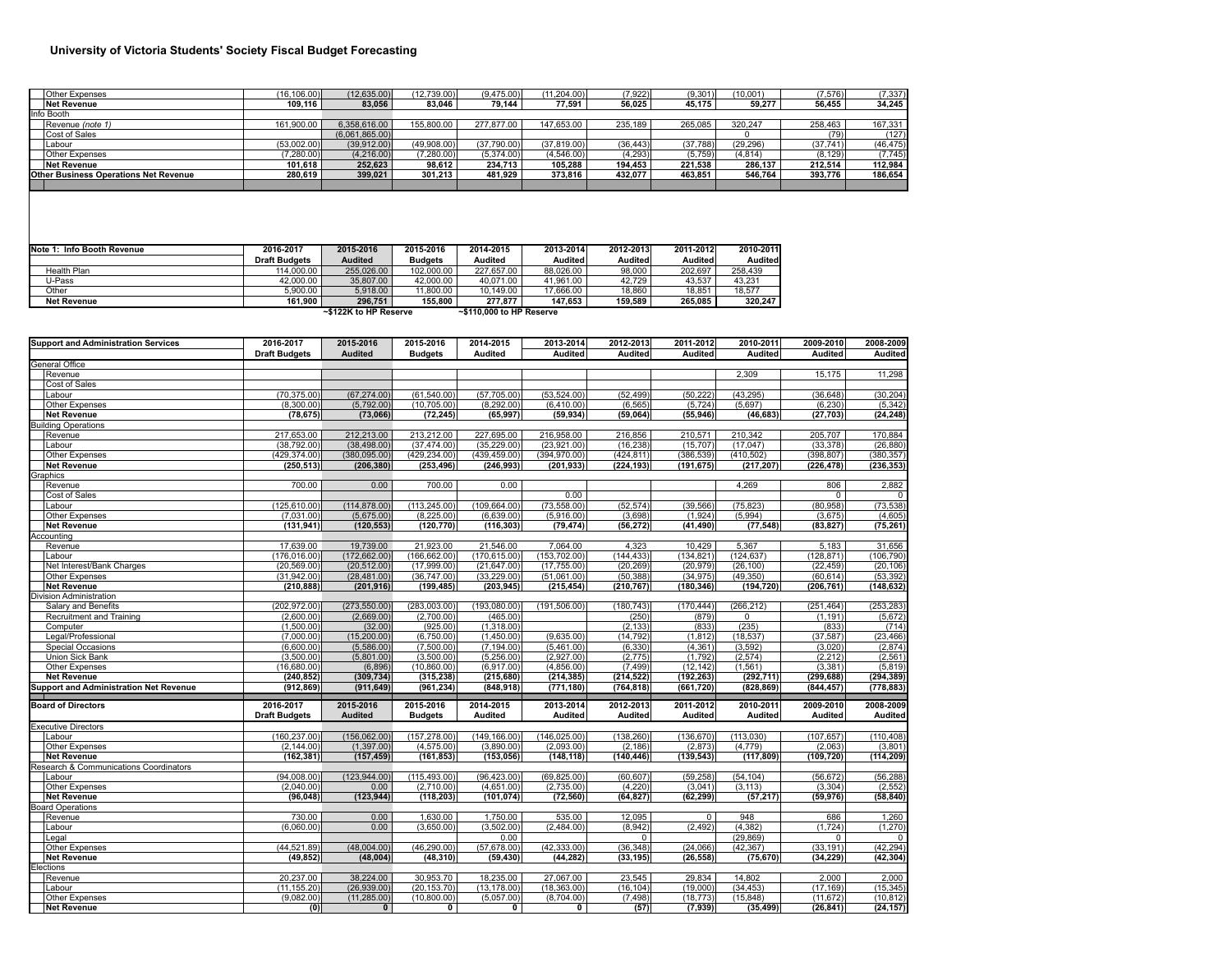# University of Victoria Students' Society Fiscal Budget Forecasting

| | | | | | | | | | | |
|---|---|---|---|---|---|---|---|---|---|---|
| Other Expenses | (16,106.00) | (12,635.00) | (12,739.00) | (9,475.00) | (11,204.00) | (7,922) | (9,301) | (10,001) | (7,576) | (7,337) |
| **Net Revenue** | **109,116** | **83,056** | **83,046** | **79,144** | **77,591** | **56,025** | **45,175** | **59,277** | **56,455** | **34,245** |
| Info Booth | | | | | | | | | | |
| Revenue *(note 1)* | 161,900.00 | 6,358,616.00 | 155,800.00 | 277,877.00 | 147,653.00 | 235,189 | 265,085 | 320,247 | 258,463 | 167,331 |
| Cost of Sales | | (6,061,865.00) | | | | | | 0 | (79) | (127) |
| Labour | (53,002.00) | (39,912.00) | (49,908.00) | (37,790.00) | (37,819.00) | (36,443) | (37,788) | (29,296) | (37,741) | (46,475) |
| Other Expenses | (7,280.00) | (4,216.00) | (7,280.00) | (5,374.00) | (4,546.00) | (4,293) | (5,759) | (4,814) | (8,129) | (7,745) |
| **Net Revenue** | **101,618** | **252,623** | **98,612** | **234,713** | **105,288** | **194,453** | **221,538** | **286,137** | **212,514** | **112,984** |
| **Other Business Operations Net Revenue** | **280,619** | **399,021** | **301,213** | **481,929** | **373,816** | **432,077** | **463,851** | **546,764** | **393,776** | **186,654** |

| **Note 1: Info Booth Revenue** | **2016-2017** | **2015-2016** | **2015-2016** | **2014-2015** | **2013-2014** | **2012-2013** | **2011-2012** | **2010-2011** |
|---|---|---|---|---|---|---|---|---|
| | **Draft Budgets** | **Audited** | **Budgets** | **Audited** | **Audited** | **Audited** | **Audited** | **Audited** |
| Health Plan | 114,000.00 | 255,026.00 | 102,000.00 | 227,657.00 | 88,026.00 | 98,000 | 202,697 | 258,439 |
| U-Pass | 42,000.00 | 35,807.00 | 42,000.00 | 40,071.00 | 41,961.00 | 42,729 | 43,537 | 43,231 |
| Other | 5,900.00 | 5,918.00 | 11,800.00 | 10,149.00 | 17,666.00 | 18,860 | 18,851 | 18,577 |
| **Net Revenue** | **161,900** | **296,751** | **155,800** | **277,877** | **147,653** | **159,589** | **265,085** | **320,247** |
| | | ~$122K to HP Reserve | | ~$110,000 to HP Reserve | | | | |

| **Support and Administration Services** | **2016-2017** | **2015-2016** | **2015-2016** | **2014-2015** | **2013-2014** | **2012-2013** | **2011-2012** | **2010-2011** | **2009-2010** | **2008-2009** |
|---|---|---|---|---|---|---|---|---|---|---|
| | **Draft Budgets** | **Audited** | **Budgets** | **Audited** | **Audited** | **Audited** | **Audited** | **Audited** | **Audited** | **Audited** |
| General Office | | | | | | | | | | |
| Revenue | | | | | | | | 2,309 | 15,175 | 11,298 |
| Cost of Sales | | | | | | | | | | |
| Labour | (70,375.00) | (67,274.00) | (61,540.00) | (57,705.00) | (53,524.00) | (52,499) | (50,222) | (43,295) | (36,648) | (30,204) |
| Other Expenses | (8,300.00) | (5,792.00) | (10,705.00) | (8,292.00) | (6,410.00) | (6,565) | (5,724) | (5,697) | (6,230) | (5,342) |
| **Net Revenue** | **(78,675)** | **(73,066)** | **(72,245)** | **(65,997)** | **(59,934)** | **(59,064)** | **(55,946)** | **(46,683)** | **(27,703)** | **(24,248)** |
| Building Operations | | | | | | | | | | |
| Revenue | 217,653.00 | 212,213.00 | 213,212.00 | 227,695.00 | 216,958.00 | 216,856 | 210,571 | 210,342 | 205,707 | 170,884 |
| Labour | (38,792.00) | (38,498.00) | (37,474.00) | (35,229.00) | (23,921.00) | (16,238) | (15,707) | (17,047) | (33,378) | (26,880) |
| Other Expenses | (429,374.00) | (380,095.00) | (429,234.00) | (439,459.00) | (394,970.00) | (424,811) | (386,539) | (410,502) | (398,807) | (380,357) |
| **Net Revenue** | **(250,513)** | **(206,380)** | **(253,496)** | **(246,993)** | **(201,933)** | **(224,193)** | **(191,675)** | **(217,207)** | **(226,478)** | **(236,353)** |
| Graphics | | | | | | | | | | |
| Revenue | 700.00 | 0.00 | 700.00 | 0.00 | | | | 4,269 | 806 | 2,882 |
| Cost of Sales | | | | | 0.00 | | | | 0 | 0 |
| Labour | (125,610.00) | (114,878.00) | (113,245.00) | (109,664.00) | (73,558.00) | (52,574) | (39,566) | (75,823) | (80,958) | (73,538) |
| Other Expenses | (7,031.00) | (5,675.00) | (8,225.00) | (6,639.00) | (5,916.00) | (3,698) | (1,924) | (5,994) | (3,675) | (4,605) |
| **Net Revenue** | **(131,941)** | **(120,553)** | **(120,770)** | **(116,303)** | **(79,474)** | **(56,272)** | **(41,490)** | **(77,548)** | **(83,827)** | **(75,261)** |
| Accounting | | | | | | | | | | |
| Revenue | 17,639.00 | 19,739.00 | 21,923.00 | 21,546.00 | 7,064.00 | 4,323 | 10,429 | 5,367 | 5,183 | 31,656 |
| Labour | (176,016.00) | (172,662.00) | (166,662.00) | (170,615.00) | (153,702.00) | (144,433) | (134,821) | (124,637) | (128,871) | (106,790) |
| Net Interest/Bank Charges | (20,569.00) | (20,512.00) | (17,999.00) | (21,647.00) | (17,755.00) | (20,269) | (20,979) | (26,100) | (22,459) | (20,106) |
| Other Expenses | (31,942.00) | (28,481.00) | (36,747.00) | (33,229.00) | (51,061.00) | (50,388) | (34,975) | (49,350) | (60,614) | (53,392) |
| **Net Revenue** | **(210,888)** | **(201,916)** | **(199,485)** | **(203,945)** | **(215,454)** | **(210,767)** | **(180,346)** | **(194,720)** | **(206,761)** | **(148,632)** |
| Division Administration | | | | | | | | | | |
| Salary and Benefits | (202,972.00) | (273,550.00) | (283,003.00) | (193,080.00) | (191,506.00) | (180,743) | (170,444) | (266,212) | (251,464) | (253,283) |
| Recruitment and Training | (2,600.00) | (2,669.00) | (2,700.00) | (465.00) | | (250) | (879) | 0 | (1,191) | (5,672) |
| Computer | (1,500.00) | (32.00) | (925.00) | (1,318.00) | | (2,133) | (833) | (235) | (833) | (714) |
| Legal/Professional | (7,000.00) | (15,200.00) | (6,750.00) | (1,450.00) | (9,635.00) | (14,792) | (1,812) | (18,537) | (37,587) | (23,466) |
| Special Occasions | (6,600.00) | (5,586.00) | (7,500.00) | (7,194.00) | (5,461.00) | (6,330) | (4,361) | (3,592) | (3,020) | (2,874) |
| Union Sick Bank | (3,500.00) | (5,801.00) | (3,500.00) | (5,256.00) | (2,927.00) | (2,775) | (1,792) | (2,574) | (2,212) | (2,561) |
| Other Expenses | (16,680.00) | (6,896) | (10,860.00) | (6,917.00) | (4,856.00) | (7,499) | (12,142) | (1,561) | (3,381) | (5,819) |
| **Net Revenue** | **(240,852)** | **(309,734)** | **(315,238)** | **(215,680)** | **(214,385)** | **(214,522)** | **(192,263)** | **(292,711)** | **(299,688)** | **(294,389)** |
| **Support and Administration Net Revenue** | **(912,869)** | **(911,649)** | **(961,234)** | **(848,918)** | **(771,180)** | **(764,818)** | **(661,720)** | **(828,869)** | **(844,457)** | **(778,883)** |

| **Board of Directors** | **2016-2017** | **2015-2016** | **2015-2016** | **2014-2015** | **2013-2014** | **2012-2013** | **2011-2012** | **2010-2011** | **2009-2010** | **2008-2009** |
|---|---|---|---|---|---|---|---|---|---|---|
| | **Draft Budgets** | **Audited** | **Budgets** | **Audited** | **Audited** | **Audited** | **Audited** | **Audited** | **Audited** | **Audited** |
| Executive Directors | | | | | | | | | | |
| Labour | (160,237.00) | (156,062.00) | (157,278.00) | (149,166.00) | (146,025.00) | (138,260) | (136,670) | (113,030) | (107,657) | (110,408) |
| Other Expenses | (2,144.00) | (1,397.00) | (4,575.00) | (3,890.00) | (2,093.00) | (2,186) | (2,873) | (4,779) | (2,063) | (3,801) |
| **Net Revenue** | **(162,381)** | **(157,459)** | **(161,853)** | **(153,056)** | **(148,118)** | **(140,446)** | **(139,543)** | **(117,809)** | **(109,720)** | **(114,209)** |
| Research & Communications Coordinators | | | | | | | | | | |
| Labour | (94,008.00) | (123,944.00) | (115,493.00) | (96,423.00) | (69,825.00) | (60,607) | (59,258) | (54,104) | (56,672) | (56,288) |
| Other Expenses | (2,040.00) | 0.00 | (2,710.00) | (4,651.00) | (2,735.00) | (4,220) | (3,041) | (3,113) | (3,304) | (2,552) |
| **Net Revenue** | **(96,048)** | **(123,944)** | **(118,203)** | **(101,074)** | **(72,560)** | **(64,827)** | **(62,299)** | **(57,217)** | **(59,976)** | **(58,840)** |
| Board Operations | | | | | | | | | | |
| Revenue | 730.00 | 0.00 | 1,630.00 | 1,750.00 | 535.00 | 12,095 | 0 | 948 | 686 | 1,260 |
| Labour | (6,060.00) | 0.00 | (3,650.00) | (3,502.00) | (2,484.00) | (8,942) | (2,492) | (4,382) | (1,724) | (1,270) |
| Legal | | | | 0.00 | | 0 | | (29,869) | 0 | 0 |
| Other Expenses | (44,521.89) | (48,004.00) | (46,290.00) | (57,678.00) | (42,333.00) | (36,348) | (24,066) | (42,367) | (33,191) | (42,294) |
| **Net Revenue** | **(49,852)** | **(48,004)** | **(48,310)** | **(59,430)** | **(44,282)** | **(33,195)** | **(26,558)** | **(75,670)** | **(34,229)** | **(42,304)** |
| Elections | | | | | | | | | | |
| Revenue | 20,237.00 | 38,224.00 | 30,953.70 | 18,235.00 | 27,067.00 | 23,545 | 29,834 | 14,802 | 2,000 | 2,000 |
| Labour | (11,155.20) | (26,939.00) | (20,153.70) | (13,178.00) | (18,363.00) | (16,104) | (19,000) | (34,453) | (17,169) | (15,345) |
| Other Expenses | (9,082.00) | (11,285.00) | (10,800.00) | (5,057.00) | (8,704.00) | (7,498) | (18,773) | (15,848) | (11,672) | (10,812) |
| **Net Revenue** | **(0)** | **0** | **0** | **0** | **0** | **(57)** | **(7,939)** | **(35,499)** | **(26,841)** | **(24,157)** |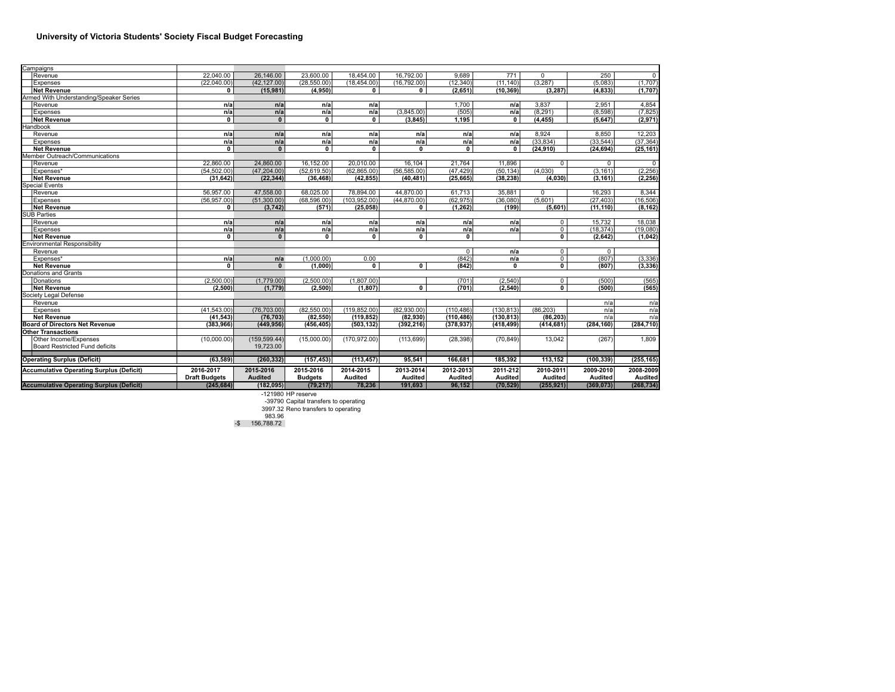## University of Victoria Students' Society Fiscal Budget Forecasting

| Accumulative Operating Surplus (Deficit) | 2016-2017 Draft Budgets | 2015-2016 Audited | 2015-2016 Budgets | 2014-2015 Audited | 2013-2014 Audited | 2012-2013 Audited | 2011-212 Audited | 2010-2011 Audited | 2009-2010 Audited | 2008-2009 Audited |
|---|---|---|---|---|---|---|---|---|---|---|
| Campaigns | | | | | | | | | | |
| Revenue | 22,040.00 | 26,146.00 | 23,600.00 | 18,454.00 | 16,792.00 | 9,689 | 771 | 0 | 250 | 0 |
| Expenses | (22,040.00) | (42,127.00) | (28,550.00) | (18,454.00) | (16,792.00) | (12,340) | (11,140) | (3,287) | (5,083) | (1,707) |
| **Net Revenue** | **0** | **(15,981)** | **(4,950)** | **0** | **0** | **(2,651)** | **(10,369)** | **(3,287)** | **(4,833)** | **(1,707)** |
| Armed With Understanding/Speaker Series | | | | | | | | | | |
| Revenue | n/a | n/a | n/a | n/a | | 1,700 | n/a | 3,837 | 2,951 | 4,854 |
| Expenses | n/a | n/a | n/a | n/a | (3,845.00) | (505) | n/a | (8,291) | (8,598) | (7,825) |
| **Net Revenue** | **0** | **0** | **0** | **0** | **(3,845)** | **1,195** | **0** | **(4,455)** | **(5,647)** | **(2,971)** |
| Handbook | | | | | | | | | | |
| Revenue | n/a | n/a | n/a | n/a | n/a | n/a | n/a | 8,924 | 8,850 | 12,203 |
| Expenses | n/a | n/a | n/a | n/a | n/a | n/a | n/a | (33,834) | (33,544) | (37,364) |
| **Net Revenue** | **0** | **0** | **0** | **0** | **0** | **0** | **0** | **(24,910)** | **(24,694)** | **(25,161)** |
| Member Outreach/Communications | | | | | | | | | | |
| Revenue | 22,860.00 | 24,860.00 | 16,152.00 | 20,010.00 | 16,104 | 21,764 | 11,896 | 0 | 0 | 0 |
| Expenses* | (54,502.00) | (47,204.00) | (52,619.50) | (62,865.00) | (56,585.00) | (47,429) | (50,134) | (4,030) | (3,161) | (2,256) |
| **Net Revenue** | **(31,642)** | **(22,344)** | **(36,468)** | **(42,855)** | **(40,481)** | **(25,665)** | **(38,238)** | **(4,030)** | **(3,161)** | **(2,256)** |
| Special Events | | | | | | | | | | |
| Revenue | 56,957.00 | 47,558.00 | 68,025.00 | 78,894.00 | 44,870.00 | 61,713 | 35,881 | 0 | 16,293 | 8,344 |
| Expenses | (56,957.00) | (51,300.00) | (68,596.00) | (103,952.00) | (44,870.00) | (62,975) | (36,080) | (5,601) | (27,403) | (16,506) |
| **Net Revenue** | **0** | **(3,742)** | **(571)** | **(25,058)** | **0** | **(1,262)** | **(199)** | **(5,601)** | **(11,110)** | **(8,162)** |
| SUB Parties | | | | | | | | | | |
| Revenue | n/a | n/a | n/a | n/a | n/a | n/a | n/a | 0 | 15,732 | 18,038 |
| Expenses | n/a | n/a | n/a | n/a | n/a | n/a | n/a | 0 | (18,374) | (19,080) |
| **Net Revenue** | **0** | **0** | **0** | **0** | **0** | **0** | | **0** | **(2,642)** | **(1,042)** |
| Environmental Responsibility | | | | | | | | | | |
| Revenue | | | | | | 0 | n/a | 0 | 0 | |
| Expenses* | n/a | n/a | (1,000.00) | 0.00 | | (842) | n/a | 0 | (807) | (3,336) |
| **Net Revenue** | **0** | **0** | **(1,000)** | **0** | **0** | **(842)** | **0** | **0** | **(807)** | **(3,336)** |
| Donations and Grants | | | | | | | | | | |
| Donations | (2,500.00) | (1,779.00) | (2,500.00) | (1,807.00) | | (701) | (2,540) | 0 | (500) | (565) |
| **Net Revenue** | **(2,500)** | **(1,779)** | **(2,500)** | **(1,807)** | **0** | **(701)** | **(2,540)** | **0** | **(500)** | **(565)** |
| Society Legal Defense | | | | | | | | | | |
| Revenue | | | | | | | | | n/a | n/a |
| Expenses | (41,543.00) | (76,703.00) | (82,550.00) | (119,852.00) | (82,930.00) | (110,486) | (130,813) | (86,203) | n/a | n/a |
| **Net Revenue** | **(41,543)** | **(76,703)** | **(82,550)** | **(119,852)** | **(82,930)** | **(110,486)** | **(130,813)** | **(86,203)** | n/a | n/a |
| **Board of Directors Net Revenue** | **(383,966)** | **(449,956)** | **(456,405)** | **(503,132)** | **(392,216)** | **(378,937)** | **(418,499)** | **(414,681)** | **(284,160)** | **(284,710)** |
| **Other Transactions** | | | | | | | | | | |
| Other Income/Expenses | (10,000.00) | (159,599.44) | (15,000.00) | (170,972.00) | (113,699) | (28,398) | (70,849) | 13,042 | (267) | 1,809 |
| Board Restricted Fund deficits | | 19,723.00 | | | | | | | | |
| **Operating Surplus (Deficit)** | **(63,589)** | **(260,332)** | **(157,453)** | **(113,457)** | **95,541** | **166,681** | **185,392** | **113,152** | **(100,339)** | **(255,165)** |
| **Accumulative Operating Surplus (Deficit)** | **(245,684)** | **(182,095)** | **(79,217)** | **78,236** | **191,693** | **96,152** | **(70,529)** | **(255,921)** | **(369,073)** | **(268,734)** |

-121980 HP reserve
-39790 Capital transfers to operating
3997.32 Reno transfers to operating
983.96
-$ 156,788.72